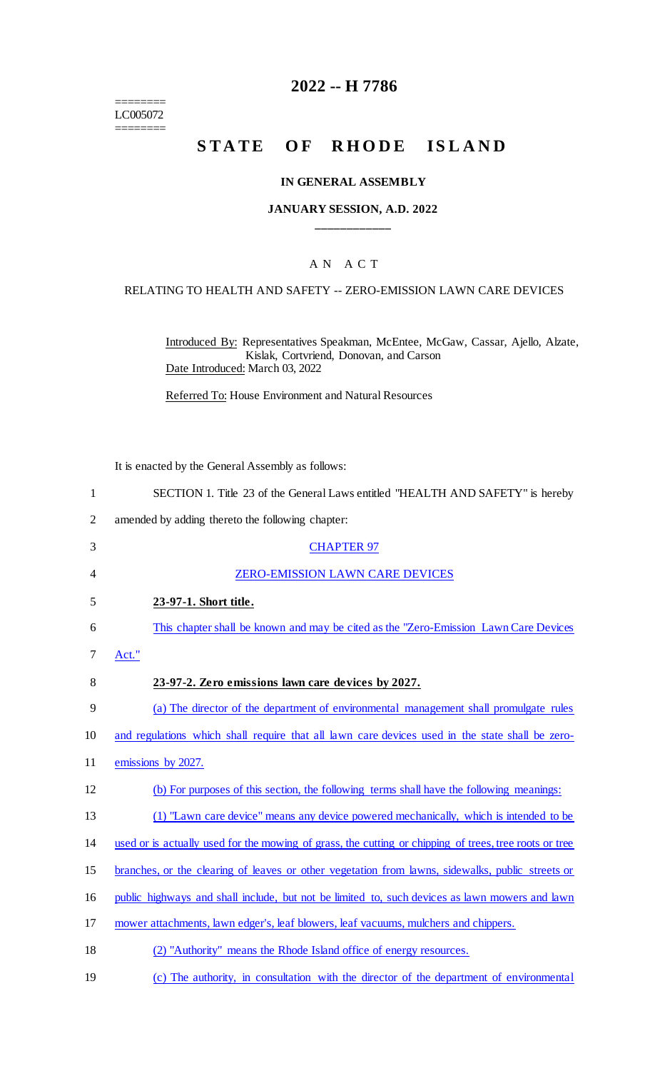========
LC005072
========

# 2022 -- H 7786

## STATE OF RHODE ISLAND

### IN GENERAL ASSEMBLY

### JANUARY SESSION, A.D. 2022

____________

A N A C T

RELATING TO HEALTH AND SAFETY -- ZERO-EMISSION LAWN CARE DEVICES

Introduced By: Representatives Speakman, McEntee, McGaw, Cassar, Ajello, Alzate, Kislak, Cortvriend, Donovan, and Carson

Date Introduced: March 03, 2022

Referred To: House Environment and Natural Resources

It is enacted by the General Assembly as follows:

1 SECTION 1. Title 23 of the General Laws entitled "HEALTH AND SAFETY" is hereby
2 amended by adding thereto the following chapter:

3 CHAPTER 97

4 ZERO-EMISSION LAWN CARE DEVICES

5 **23-97-1. Short title.**

6 This chapter shall be known and may be cited as the "Zero-Emission Lawn Care Devices
7 Act."

8 **23-97-2. Zero emissions lawn care devices by 2027.**

9 (a) The director of the department of environmental management shall promulgate rules
10 and regulations which shall require that all lawn care devices used in the state shall be zero-
11 emissions by 2027.

12 (b) For purposes of this section, the following terms shall have the following meanings:

13 (1) "Lawn care device" means any device powered mechanically, which is intended to be
14 used or is actually used for the mowing of grass, the cutting or chipping of trees, tree roots or tree
15 branches, or the clearing of leaves or other vegetation from lawns, sidewalks, public streets or
16 public highways and shall include, but not be limited to, such devices as lawn mowers and lawn
17 mower attachments, lawn edger's, leaf blowers, leaf vacuums, mulchers and chippers.

18 (2) "Authority" means the Rhode Island office of energy resources.

19 (c) The authority, in consultation with the director of the department of environmental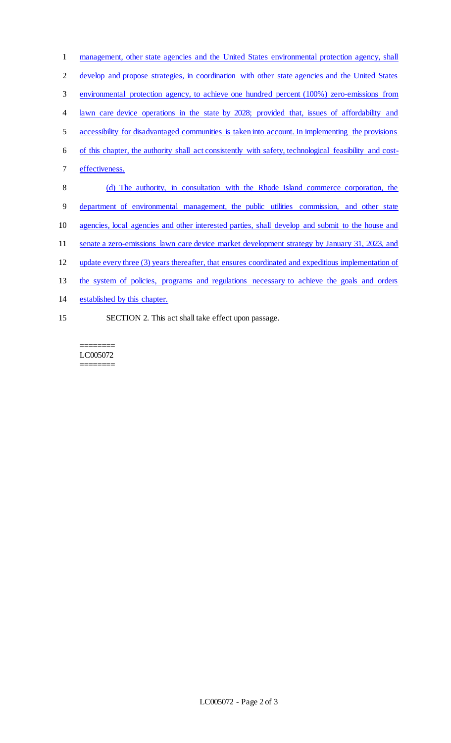management, other state agencies and the United States environmental protection agency, shall develop and propose strategies, in coordination with other state agencies and the United States environmental protection agency, to achieve one hundred percent (100%) zero-emissions from lawn care device operations in the state by 2028; provided that, issues of affordability and accessibility for disadvantaged communities is taken into account. In implementing the provisions of this chapter, the authority shall act consistently with safety, technological feasibility and cost-effectiveness.

(d) The authority, in consultation with the Rhode Island commerce corporation, the department of environmental management, the public utilities commission, and other state agencies, local agencies and other interested parties, shall develop and submit to the house and senate a zero-emissions lawn care device market development strategy by January 31, 2023, and update every three (3) years thereafter, that ensures coordinated and expeditious implementation of the system of policies, programs and regulations necessary to achieve the goals and orders established by this chapter.

SECTION 2. This act shall take effect upon passage.

========
LC005072
========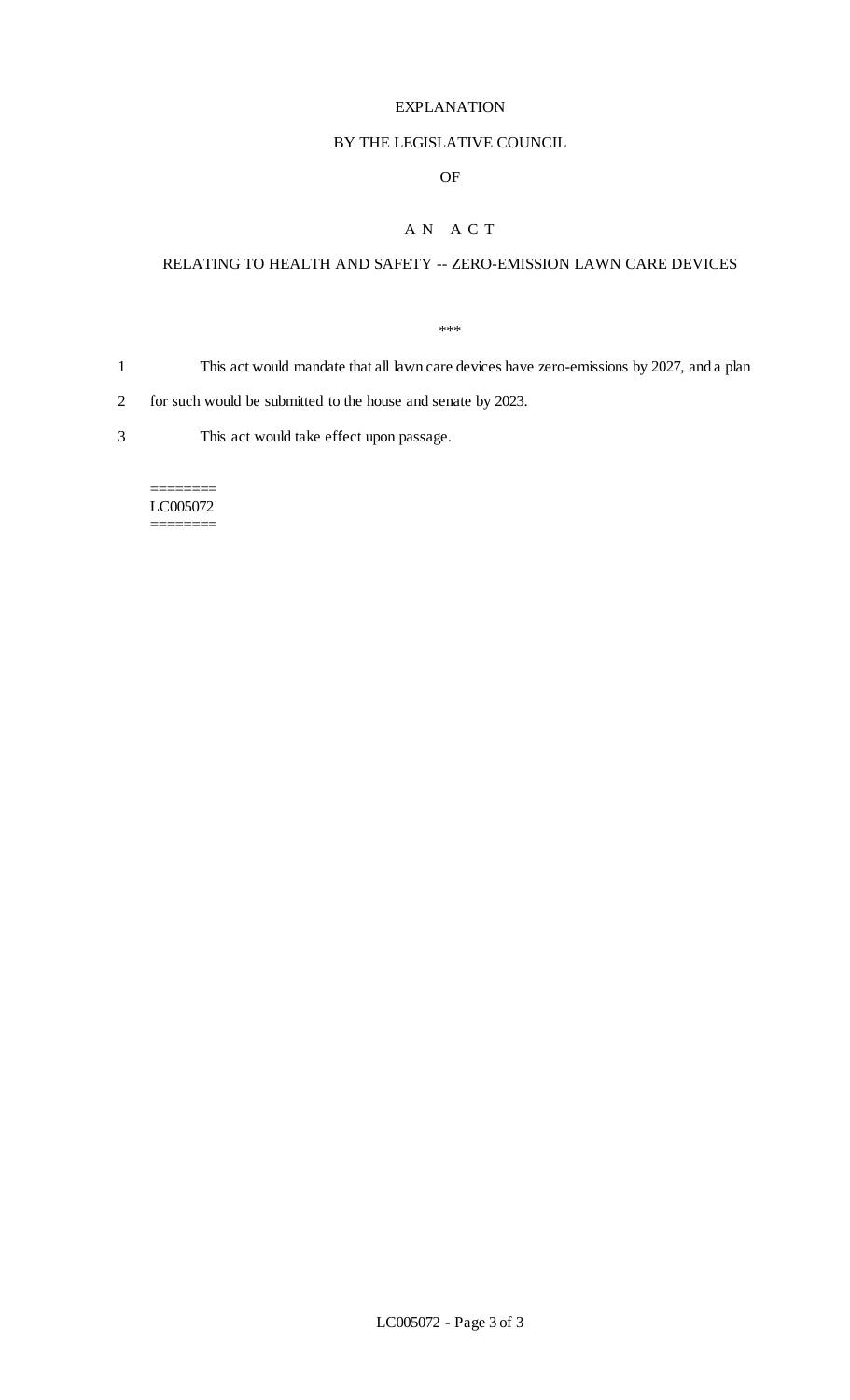EXPLANATION

BY THE LEGISLATIVE COUNCIL

OF

A N A C T

RELATING TO HEALTH AND SAFETY -- ZERO-EMISSION LAWN CARE DEVICES

\*\*\*

1 This act would mandate that all lawn care devices have zero-emissions by 2027, and a plan

2 for such would be submitted to the house and senate by 2023.

3 This act would take effect upon passage.

========
LC005072
========